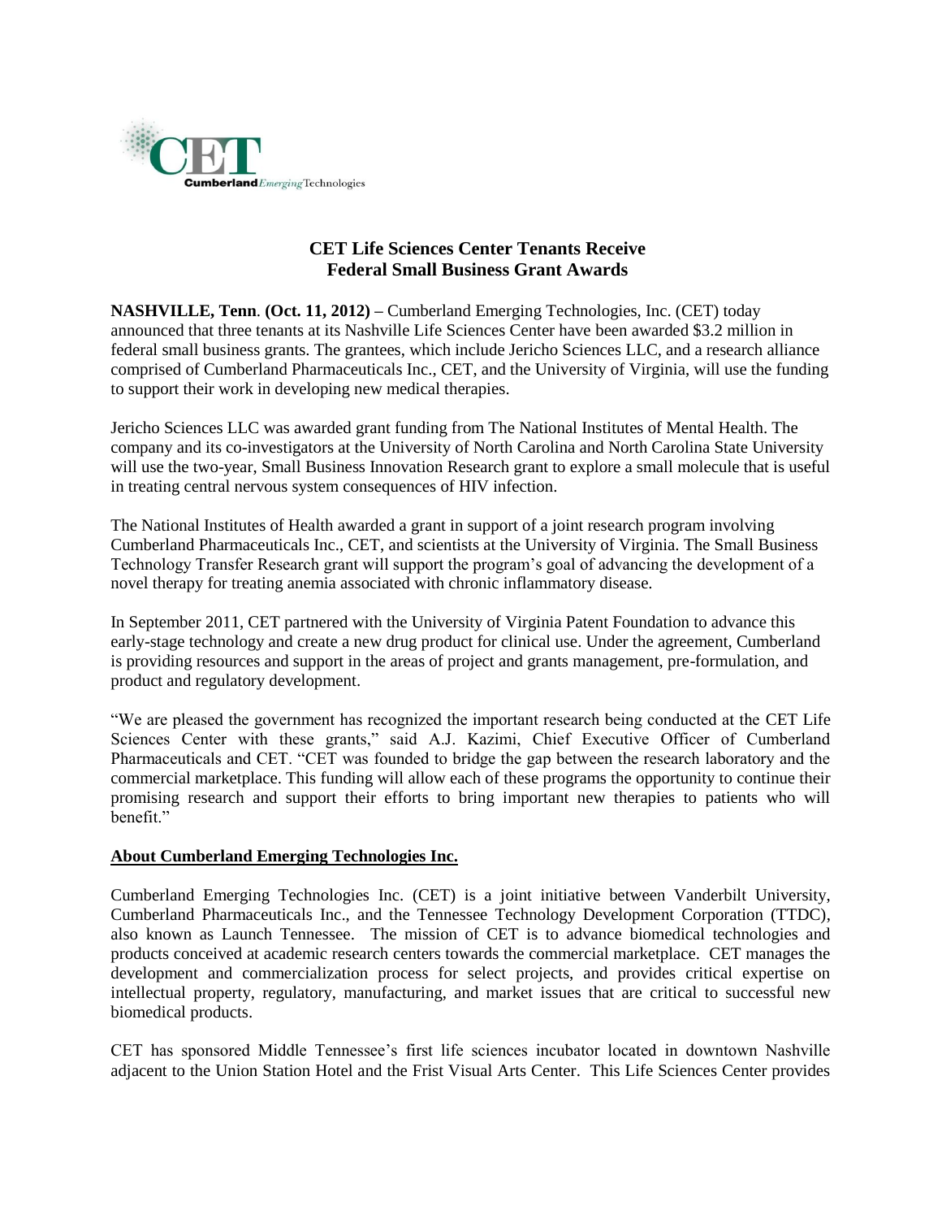# CET Life Sciences Center Tenants Receive Federal Small Business Grant Awards

**NASHVILLE, Tenn. (Oct. 11, 2012) –** Cumberland Emerging Technologies, Inc. (CET) today announced that three tenants at its Nashville Life Sciences Center have been awarded $3.2 million in federal small business grants. The grantees, which include Jericho Sciences LLC, and a research alliance comprised of Cumberland Pharmaceuticals Inc., CET, and the University of Virginia, will use the funding to support their work in developing new medical therapies.

Jericho Sciences LLC was awarded grant funding from The National Institutes of Mental Health. The company and its co-investigators at the University of North Carolina and North Carolina State University will use the two-year, Small Business Innovation Research grant to explore a small molecule that is useful in treating central nervous system consequences of HIV infection.

The National Institutes of Health awarded a grant in support of a joint research program involving Cumberland Pharmaceuticals Inc., CET, and scientists at the University of Virginia. The Small Business Technology Transfer Research grant will support the program's goal of advancing the development of a novel therapy for treating anemia associated with chronic inflammatory disease.

In September 2011, CET partnered with the University of Virginia Patent Foundation to advance this early-stage technology and create a new drug product for clinical use. Under the agreement, Cumberland is providing resources and support in the areas of project and grants management, pre-formulation, and product and regulatory development.

"We are pleased the government has recognized the important research being conducted at the CET Life Sciences Center with these grants," said A.J. Kazimi, Chief Executive Officer of Cumberland Pharmaceuticals and CET. "CET was founded to bridge the gap between the research laboratory and the commercial marketplace. This funding will allow each of these programs the opportunity to continue their promising research and support their efforts to bring important new therapies to patients who will benefit."

## About Cumberland Emerging Technologies Inc.

Cumberland Emerging Technologies Inc. (CET) is a joint initiative between Vanderbilt University, Cumberland Pharmaceuticals Inc., and the Tennessee Technology Development Corporation (TTDC), also known as Launch Tennessee. The mission of CET is to advance biomedical technologies and products conceived at academic research centers towards the commercial marketplace. CET manages the development and commercialization process for select projects, and provides critical expertise on intellectual property, regulatory, manufacturing, and market issues that are critical to successful new biomedical products.

CET has sponsored Middle Tennessee's first life sciences incubator located in downtown Nashville adjacent to the Union Station Hotel and the Frist Visual Arts Center. This Life Sciences Center provides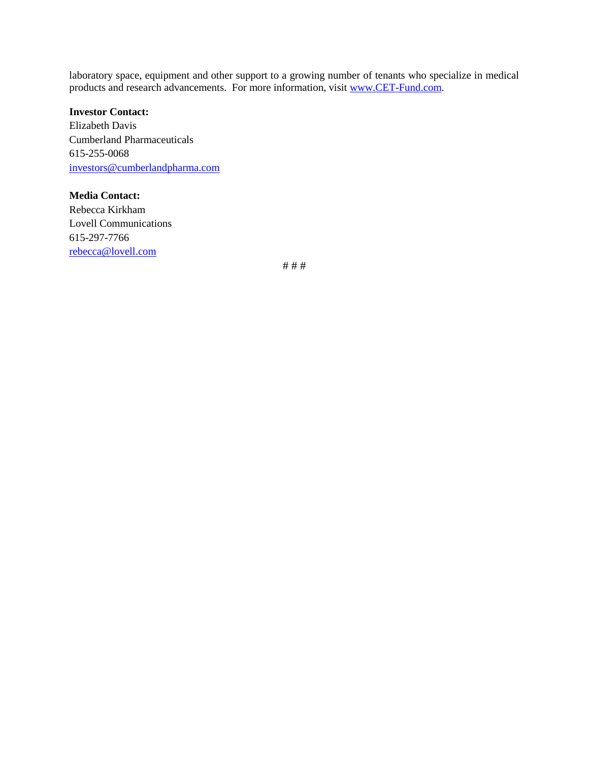laboratory space, equipment and other support to a growing number of tenants who specialize in medical products and research advancements. For more information, visit www.CET-Fund.com.

**Investor Contact:**
Elizabeth Davis
Cumberland Pharmaceuticals
615-255-0068
investors@cumberlandpharma.com

**Media Contact:**
Rebecca Kirkham
Lovell Communications
615-297-7766
rebecca@lovell.com

# # #